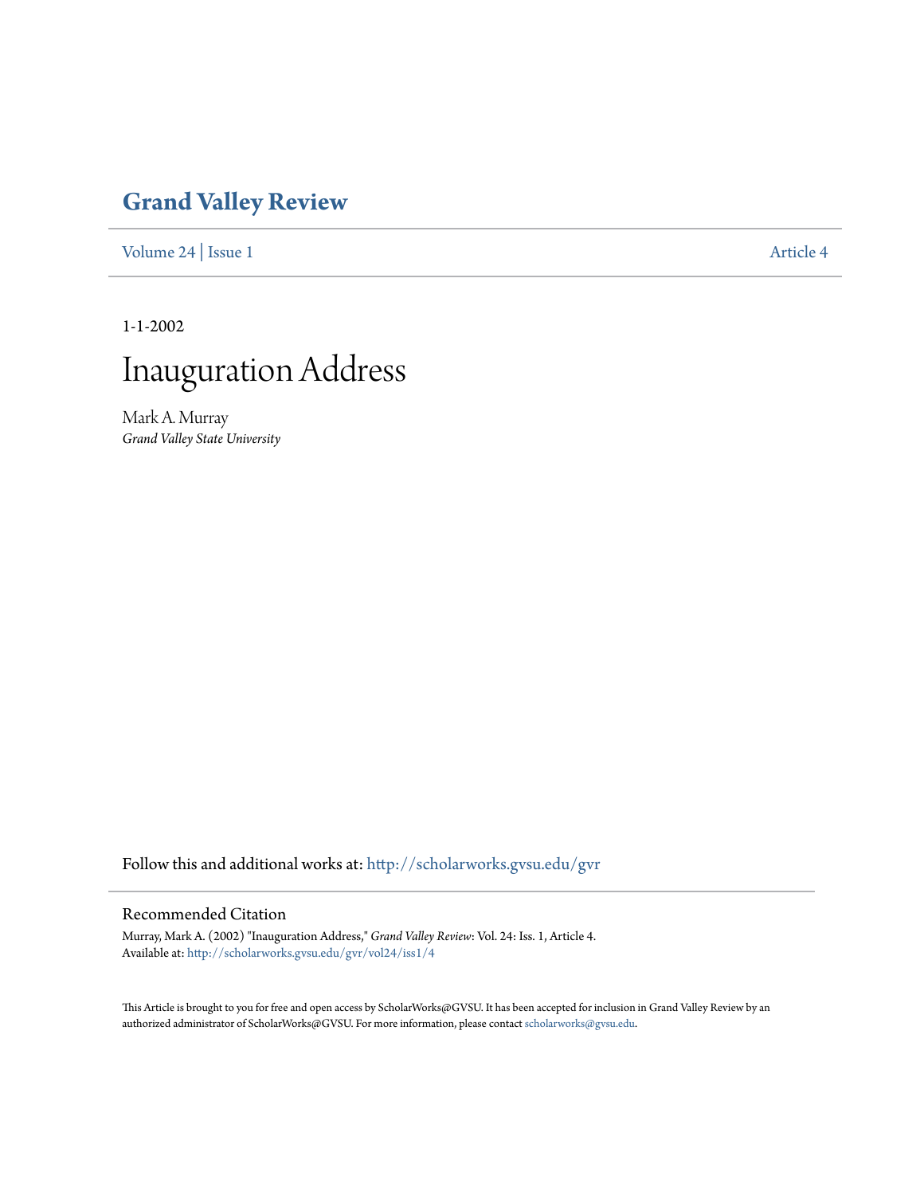# Grand Valley Review

Volume 24 | Issue 1 | Article 4

1-1-2002

# Inauguration Address

Mark A. Murray
*Grand Valley State University*

Follow this and additional works at: http://scholarworks.gvsu.edu/gvr

## Recommended Citation

Murray, Mark A. (2002) "Inauguration Address," *Grand Valley Review*: Vol. 24: Iss. 1, Article 4.
Available at: http://scholarworks.gvsu.edu/gvr/vol24/iss1/4

This Article is brought to you for free and open access by ScholarWorks@GVSU. It has been accepted for inclusion in Grand Valley Review by an authorized administrator of ScholarWorks@GVSU. For more information, please contact scholarworks@gvsu.edu.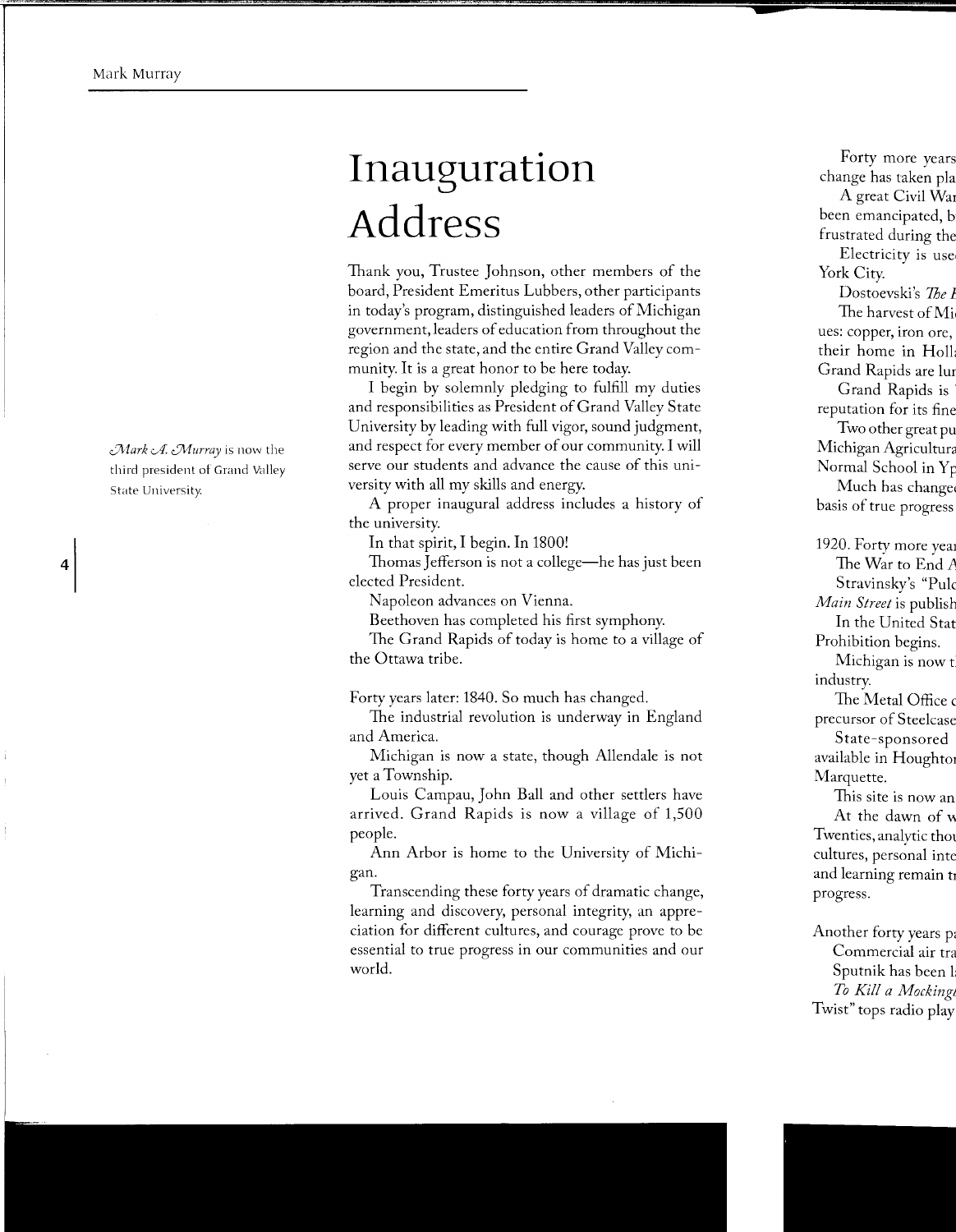# Inauguration Address

*Mark A. Murray* is now the third president of Grand Valley State University.

Thank you, Trustee Johnson, other members of the board, President Emeritus Lubbers, other participants in today's program, distinguished leaders of Michigan government, leaders of education from throughout the region and the state, and the entire Grand Valley community. It is a great honor to be here today.

I begin by solemnly pledging to fulfill my duties and responsibilities as President of Grand Valley State University by leading with full vigor, sound judgment, and respect for every member of our community. I will serve our students and advance the cause of this university with all my skills and energy.

A proper inaugural address includes a history of the university.

In that spirit, I begin. In 1800!

Thomas Jefferson is not a college—he has just been elected President.

Napoleon advances on Vienna.

Beethoven has completed his first symphony.

The Grand Rapids of today is home to a village of the Ottawa tribe.

Forty years later: 1840. So much has changed.

The industrial revolution is underway in England and America.

Michigan is now a state, though Allendale is not yet a Township.

Louis Campau, John Ball and other settlers have arrived. Grand Rapids is now a village of 1,500 people.

Ann Arbor is home to the University of Michigan.

Transcending these forty years of dramatic change, learning and discovery, personal integrity, an appreciation for different cultures, and courage prove to be essential to true progress in our communities and our world.

Forty more years
change has taken pla

A great Civil War
been emancipated, b
frustrated during the

Electricity is use
York City.

Dostoevski's *The I*

The harvest of Mi
ues: copper, iron ore,
their home in Holl
Grand Rapids are lu

Grand Rapids is
reputation for its fine

Two other great pu
Michigan Agricultura
Normal School in Yp

Much has change
basis of true progress

1920. Forty more yea

The War to End A

Stravinsky's "Pulc

*Main Street* is publish

In the United Stat
Prohibition begins.

Michigan is now t
industry.

The Metal Office c
precursor of Steelcase

State-sponsored
available in Houghto
Marquette.

This site is now an

At the dawn of w
Twenties, analytic tho
cultures, personal inte
and learning remain t
progress.

Another forty years pa

Commercial air tra

Sputnik has been l

*To Kill a Mocking*
Twist" tops radio play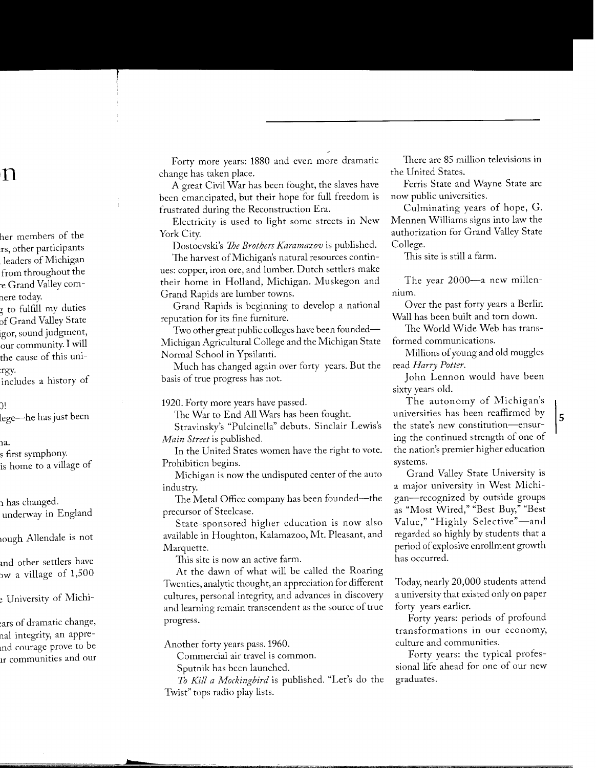Forty more years: 1880 and even more dramatic change has taken place.

A great Civil War has been fought, the slaves have been emancipated, but their hope for full freedom is frustrated during the Reconstruction Era.

Electricity is used to light some streets in New York City.

Dostoevski's *The Brothers Karamazov* is published.

The harvest of Michigan's natural resources continues: copper, iron ore, and lumber. Dutch settlers make their home in Holland, Michigan. Muskegon and Grand Rapids are lumber towns.

Grand Rapids is beginning to develop a national reputation for its fine furniture.

Two other great public colleges have been founded—Michigan Agricultural College and the Michigan State Normal School in Ypsilanti.

Much has changed again over forty years. But the basis of true progress has not.

1920. Forty more years have passed.

The War to End All Wars has been fought.

Stravinsky's "Pulcinella" debuts. Sinclair Lewis's *Main Street* is published.

In the United States women have the right to vote. Prohibition begins.

Michigan is now the undisputed center of the auto industry.

The Metal Office company has been founded—the precursor of Steelcase.

State-sponsored higher education is now also available in Houghton, Kalamazoo, Mt. Pleasant, and Marquette.

This site is now an active farm.

At the dawn of what will be called the Roaring Twenties, analytic thought, an appreciation for different cultures, personal integrity, and advances in discovery and learning remain transcendent as the source of true progress.

Another forty years pass. 1960.

Commercial air travel is common.

Sputnik has been launched.

*To Kill a Mockingbird* is published. "Let's do the Twist" tops radio play lists.

There are 85 million televisions in the United States.

Ferris State and Wayne State are now public universities.

Culminating years of hope, G. Mennen Williams signs into law the authorization for Grand Valley State College.

This site is still a farm.

The year 2000—a new millennium.

Over the past forty years a Berlin Wall has been built and torn down.

The World Wide Web has transformed communications.

Millions of young and old muggles read *Harry Potter*.

John Lennon would have been sixty years old.

The autonomy of Michigan's universities has been reaffirmed by the state's new constitution—ensuring the continued strength of one of the nation's premier higher education systems.

Grand Valley State University is a major university in West Michigan—recognized by outside groups as "Most Wired," "Best Buy," "Best Value," "Highly Selective"—and regarded so highly by students that a period of explosive enrollment growth has occurred.

Today, nearly 20,000 students attend a university that existed only on paper forty years earlier.

Forty years: periods of profound transformations in our economy, culture and communities.

Forty years: the typical professional life ahead for one of our new graduates.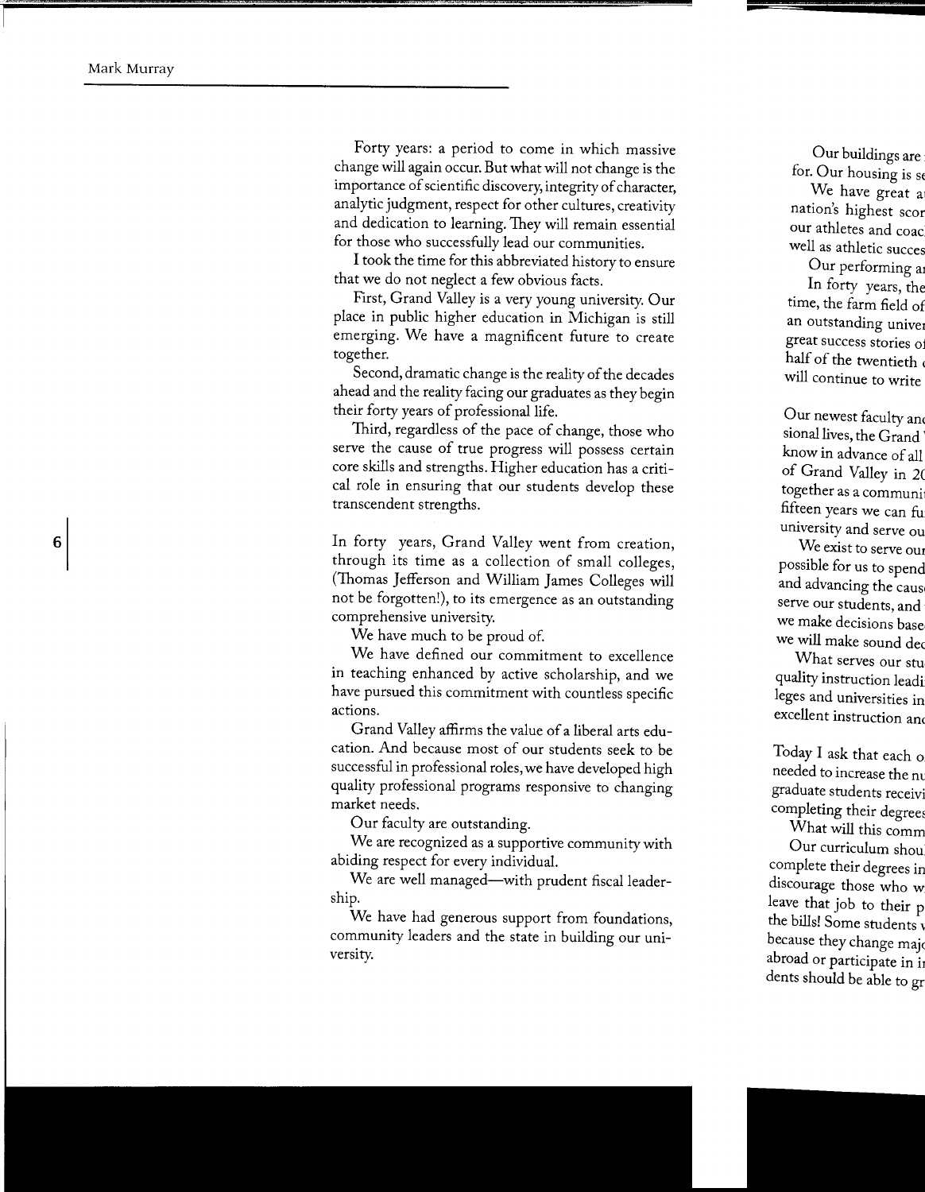Forty years: a period to come in which massive change will again occur. But what will not change is the importance of scientific discovery, integrity of character, analytic judgment, respect for other cultures, creativity and dedication to learning. They will remain essential for those who successfully lead our communities.

I took the time for this abbreviated history to ensure that we do not neglect a few obvious facts.

First, Grand Valley is a very young university. Our place in public higher education in Michigan is still emerging. We have a magnificent future to create together.

Second, dramatic change is the reality of the decades ahead and the reality facing our graduates as they begin their forty years of professional life.

Third, regardless of the pace of change, those who serve the cause of true progress will possess certain core skills and strengths. Higher education has a critical role in ensuring that our students develop these transcendent strengths.

In forty years, Grand Valley went from creation, through its time as a collection of small colleges, (Thomas Jefferson and William James Colleges will not be forgotten!), to its emergence as an outstanding comprehensive university.

We have much to be proud of.

We have defined our commitment to excellence in teaching enhanced by active scholarship, and we have pursued this commitment with countless specific actions.

Grand Valley affirms the value of a liberal arts education. And because most of our students seek to be successful in professional roles, we have developed high quality professional programs responsive to changing market needs.

Our faculty are outstanding.

We are recognized as a supportive community with abiding respect for every individual.

We are well managed—with prudent fiscal leadership.

We have had generous support from foundations, community leaders and the state in building our university.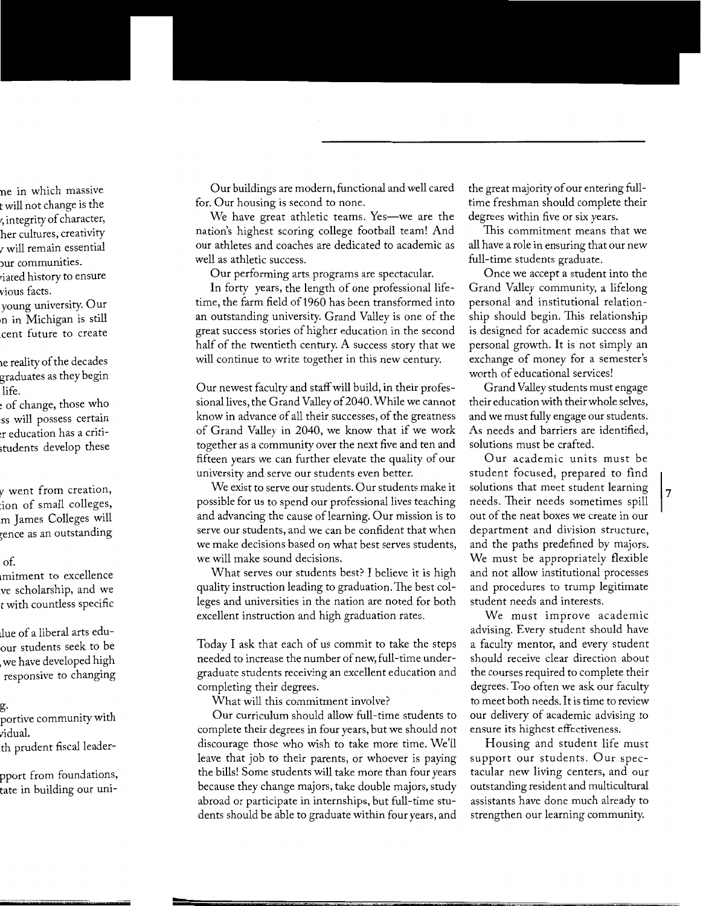Our buildings are modern, functional and well cared for. Our housing is second to none.

We have great athletic teams. Yes—we are the nation's highest scoring college football team! And our athletes and coaches are dedicated to academic as well as athletic success.

Our performing arts programs are spectacular.

In forty years, the length of one professional lifetime, the farm field of 1960 has been transformed into an outstanding university. Grand Valley is one of the great success stories of higher education in the second half of the twentieth century. A success story that we will continue to write together in this new century.

Our newest faculty and staff will build, in their professional lives, the Grand Valley of 2040. While we cannot know in advance of all their successes, of the greatness of Grand Valley in 2040, we know that if we work together as a community over the next five and ten and fifteen years we can further elevate the quality of our university and serve our students even better.

We exist to serve our students. Our students make it possible for us to spend our professional lives teaching and advancing the cause of learning. Our mission is to serve our students, and we can be confident that when we make decisions based on what best serves students, we will make sound decisions.

What serves our students best? I believe it is high quality instruction leading to graduation. The best colleges and universities in the nation are noted for both excellent instruction and high graduation rates.

Today I ask that each of us commit to take the steps needed to increase the number of new, full-time undergraduate students receiving an excellent education and completing their degrees.

What will this commitment involve?

Our curriculum should allow full-time students to complete their degrees in four years, but we should not discourage those who wish to take more time. We'll leave that job to their parents, or whoever is paying the bills! Some students will take more than four years because they change majors, take double majors, study abroad or participate in internships, but full-time students should be able to graduate within four years, and the great majority of our entering full-time freshman should complete their degrees within five or six years.

This commitment means that we all have a role in ensuring that our new full-time students graduate.

Once we accept a student into the Grand Valley community, a lifelong personal and institutional relationship should begin. This relationship is designed for academic success and personal growth. It is not simply an exchange of money for a semester's worth of educational services!

Grand Valley students must engage their education with their whole selves, and we must fully engage our students. As needs and barriers are identified, solutions must be crafted.

Our academic units must be student focused, prepared to find solutions that meet student learning needs. Their needs sometimes spill out of the neat boxes we create in our department and division structure, and the paths predefined by majors. We must be appropriately flexible and not allow institutional processes and procedures to trump legitimate student needs and interests.

We must improve academic advising. Every student should have a faculty mentor, and every student should receive clear direction about the courses required to complete their degrees. Too often we ask our faculty to meet both needs. It is time to review our delivery of academic advising to ensure its highest effectiveness.

Housing and student life must support our students. Our spectacular new living centers, and our outstanding resident and multicultural assistants have done much already to strengthen our learning community.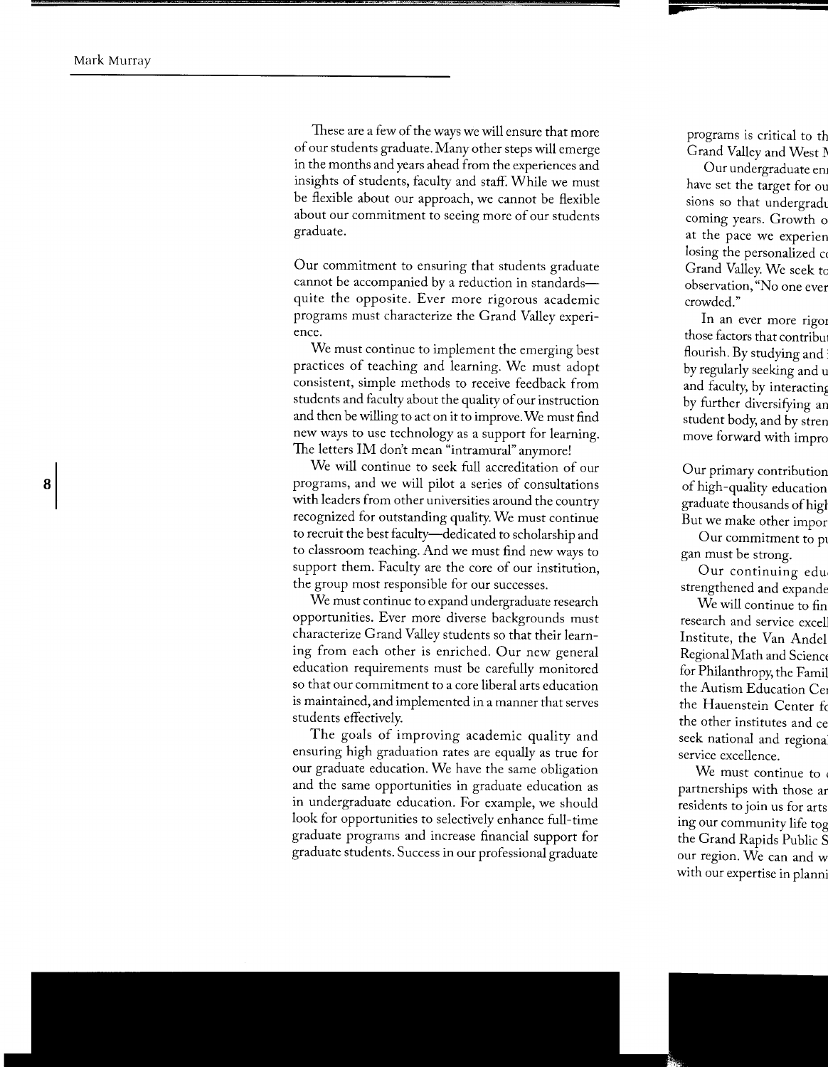These are a few of the ways we will ensure that more of our students graduate. Many other steps will emerge in the months and years ahead from the experiences and insights of students, faculty and staff. While we must be flexible about our approach, we cannot be flexible about our commitment to seeing more of our students graduate.

Our commitment to ensuring that students graduate cannot be accompanied by a reduction in standards—quite the opposite. Ever more rigorous academic programs must characterize the Grand Valley experience.

We must continue to implement the emerging best practices of teaching and learning. We must adopt consistent, simple methods to receive feedback from students and faculty about the quality of our instruction and then be willing to act on it to improve. We must find new ways to use technology as a support for learning. The letters IM don't mean "intramural" anymore!

We will continue to seek full accreditation of our programs, and we will pilot a series of consultations with leaders from other universities around the country recognized for outstanding quality. We must continue to recruit the best faculty—dedicated to scholarship and to classroom teaching. And we must find new ways to support them. Faculty are the core of our institution, the group most responsible for our successes.

We must continue to expand undergraduate research opportunities. Ever more diverse backgrounds must characterize Grand Valley students so that their learning from each other is enriched. Our new general education requirements must be carefully monitored so that our commitment to a core liberal arts education is maintained, and implemented in a manner that serves students effectively.

The goals of improving academic quality and ensuring high graduation rates are equally as true for our graduate education. We have the same obligation and the same opportunities in graduate education as in undergraduate education. For example, we should look for opportunities to selectively enhance full-time graduate programs and increase financial support for graduate students. Success in our professional graduate programs is critical to th Grand Valley and West M

Our undergraduate en have set the target for ou sions so that undergradu coming years. Growth o at the pace we experien losing the personalized c Grand Valley. We seek to observation, "No one ever crowded."

In an ever more rigor those factors that contribu flourish. By studying and by regularly seeking and u and faculty, by interacting by further diversifying an student body, and by stren move forward with impro

Our primary contribution of high-quality education graduate thousands of hig But we make other impor

Our commitment to pu gan must be strong.

Our continuing edu strengthened and expande

We will continue to fin research and service excel Institute, the Van Andel Regional Math and Science for Philanthropy, the Famil the Autism Education Ce the Hauenstein Center fo the other institutes and ce seek national and regiona service excellence.

We must continue to partnerships with those ar residents to join us for arts ing our community life tog the Grand Rapids Public S our region. We can and w with our expertise in planni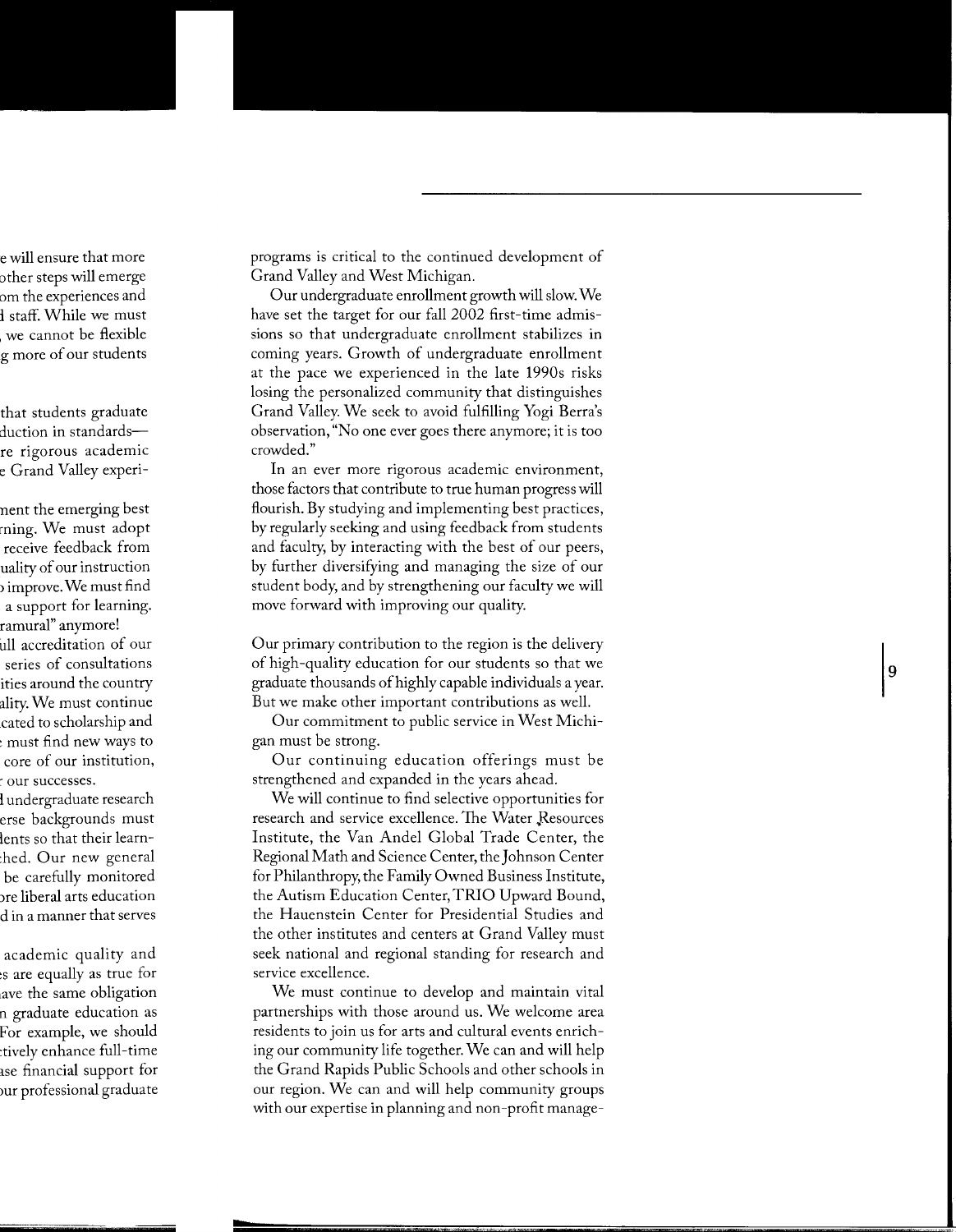programs is critical to the continued development of Grand Valley and West Michigan.

Our undergraduate enrollment growth will slow. We have set the target for our fall 2002 first-time admissions so that undergraduate enrollment stabilizes in coming years. Growth of undergraduate enrollment at the pace we experienced in the late 1990s risks losing the personalized community that distinguishes Grand Valley. We seek to avoid fulfilling Yogi Berra's observation, "No one ever goes there anymore; it is too crowded."

In an ever more rigorous academic environment, those factors that contribute to true human progress will flourish. By studying and implementing best practices, by regularly seeking and using feedback from students and faculty, by interacting with the best of our peers, by further diversifying and managing the size of our student body, and by strengthening our faculty we will move forward with improving our quality.

Our primary contribution to the region is the delivery of high-quality education for our students so that we graduate thousands of highly capable individuals a year. But we make other important contributions as well.

Our commitment to public service in West Michigan must be strong.

Our continuing education offerings must be strengthened and expanded in the years ahead.

We will continue to find selective opportunities for research and service excellence. The Water Resources Institute, the Van Andel Global Trade Center, the Regional Math and Science Center, the Johnson Center for Philanthropy, the Family Owned Business Institute, the Autism Education Center, TRIO Upward Bound, the Hauenstein Center for Presidential Studies and the other institutes and centers at Grand Valley must seek national and regional standing for research and service excellence.

We must continue to develop and maintain vital partnerships with those around us. We welcome area residents to join us for arts and cultural events enriching our community life together. We can and will help the Grand Rapids Public Schools and other schools in our region. We can and will help community groups with our expertise in planning and non-profit manage-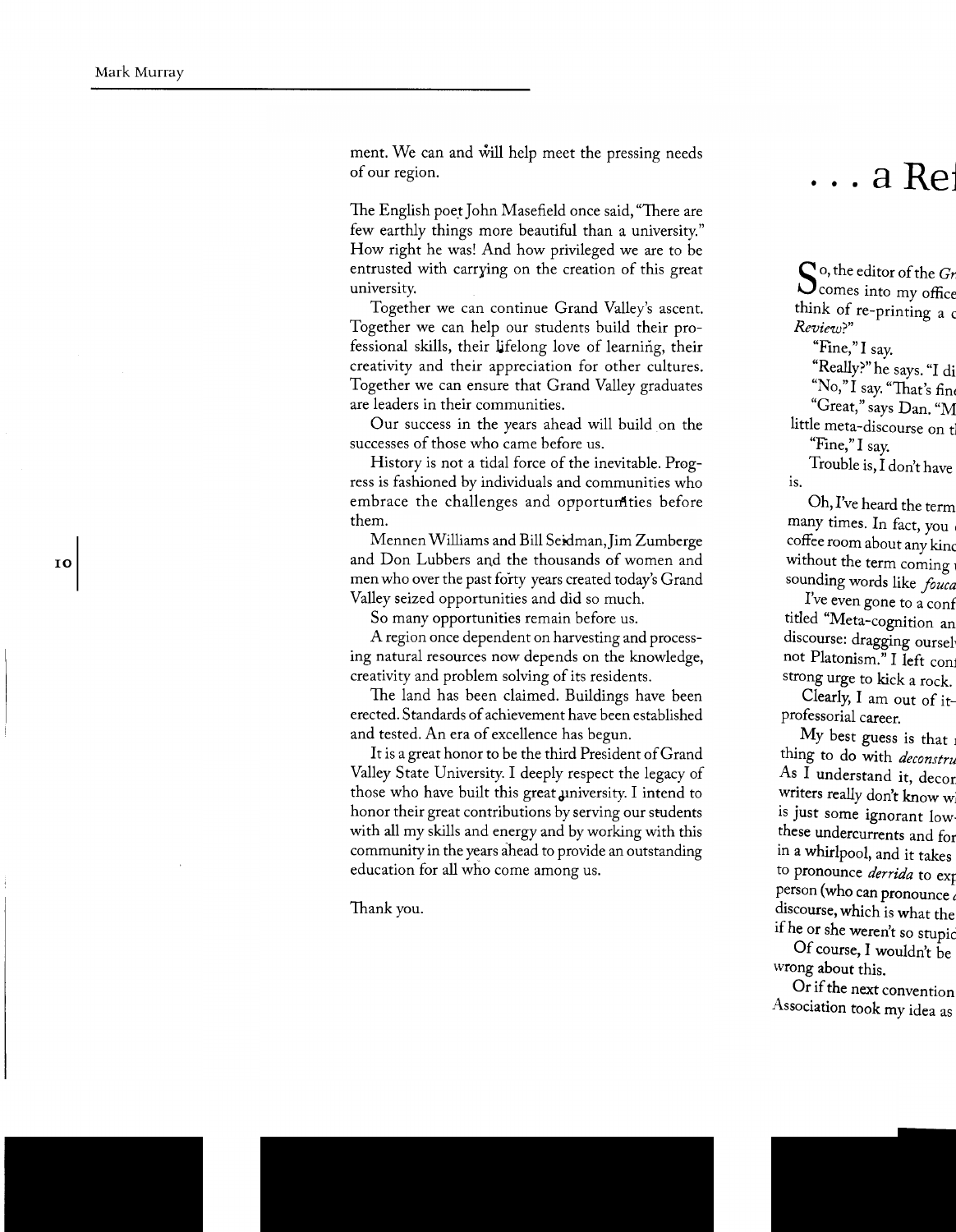ment. We can and will help meet the pressing needs of our region.

The English poet John Masefield once said, "There are few earthly things more beautiful than a university." How right he was! And how privileged we are to be entrusted with carrying on the creation of this great university.

Together we can continue Grand Valley's ascent. Together we can help our students build their professional skills, their lifelong love of learning, their creativity and their appreciation for other cultures. Together we can ensure that Grand Valley graduates are leaders in their communities.

Our success in the years ahead will build on the successes of those who came before us.

History is not a tidal force of the inevitable. Progress is fashioned by individuals and communities who embrace the challenges and opportunities before them.

Mennen Williams and Bill Seidman, Jim Zumberge and Don Lubbers and the thousands of women and men who over the past forty years created today's Grand Valley seized opportunities and did so much.

So many opportunities remain before us.

A region once dependent on harvesting and processing natural resources now depends on the knowledge, creativity and problem solving of its residents.

The land has been claimed. Buildings have been erected. Standards of achievement have been established and tested. An era of excellence has begun.

It is a great honor to be the third President of Grand Valley State University. I deeply respect the legacy of those who have built this great university. I intend to honor their great contributions by serving our students with all my skills and energy and by working with this community in the years ahead to provide an outstanding education for all who come among us.

Thank you.

# . . . a Re

So, the editor of the *Gr* comes into my office think of re-printing a *Review*?"

"Fine," I say.

"Really?" he says. "I di

"No," I say. "That's fin

"Great," says Dan. "M little meta-discourse on t

"Fine," I say.

Trouble is, I don't have is.

Oh, I've heard the term many times. In fact, you coffee room about any kin without the term coming sounding words like *fouca*

I've even gone to a conf titled "Meta-cognition an discourse: dragging ourse not Platonism." I left con strong urge to kick a rock.

Clearly, I am out of it professorial career.

My best guess is that thing to do with *deconstru* As I understand it, decor writers really don't know w is just some ignorant low these undercurrents and fo in a whirlpool, and it takes to pronounce *derrida* to ex person (who can pronounce discourse, which is what the if he or she weren't so stupi

Of course, I wouldn't be wrong about this.

Or if the next convention Association took my idea as